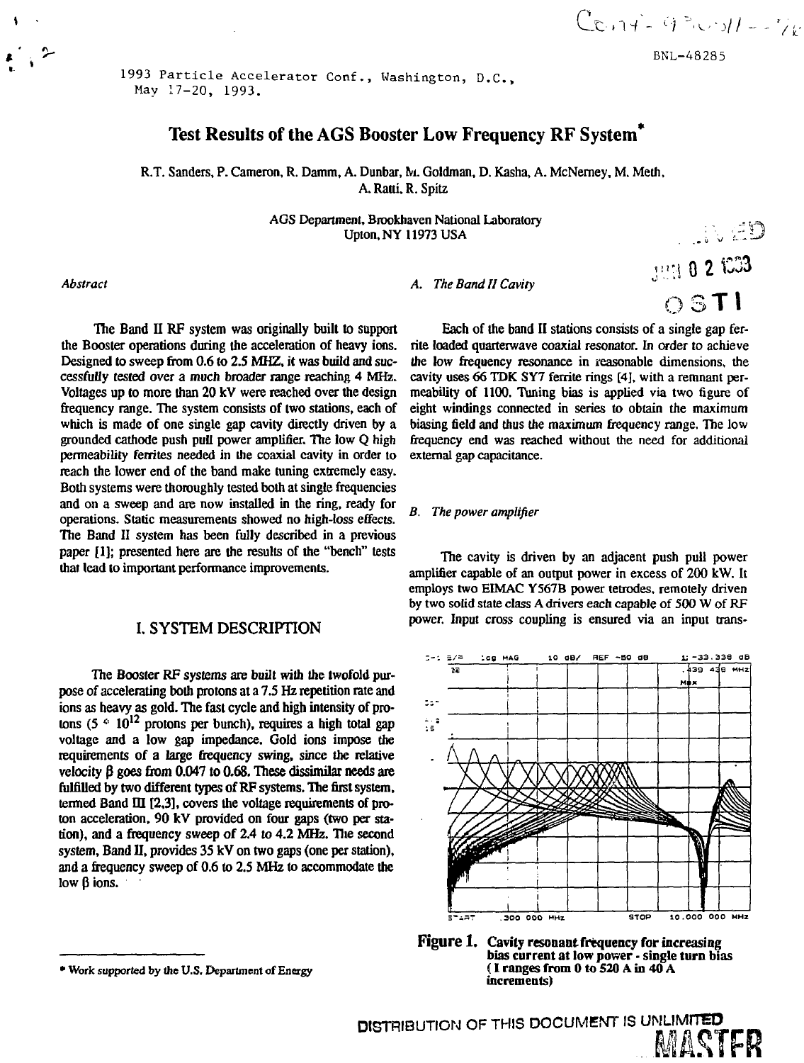BNL-48285

1993 Particle Accelerator Conf., Washington, D.C., May 17-20, 1993.

# Test Results of the AGS Booster Low Frequency RF System*

R.T. Sanders, P. Cameron, R. Damm, A. Dunbar, M. Goldman, D. Kasha, A. McNerney, M. Meth, A. Ratti, R. Spitz

AGS Department, Brookhaven National Laboratory
Upton, NY 11973 USA

*Abstract*

The Band II RF system was originally built to support the Booster operations during the acceleration of heavy ions. Designed to sweep from 0.6 to 2.5 MHZ, it was build and successfully tested over a much broader range reaching 4 MHz. Voltages up to more than 20 kV were reached over the design frequency range. The system consists of two stations, each of which is made of one single gap cavity directly driven by a grounded cathode push pull power amplifier. The low Q high permeability ferrites needed in the coaxial cavity in order to reach the lower end of the band make tuning extremely easy. Both systems were thoroughly tested both at single frequencies and on a sweep and are now installed in the ring, ready for operations. Static measurements showed no high-loss effects. The Band II system has been fully described in a previous paper [1]; presented here are the results of the "bench" tests that lead to important performance improvements.

## I. SYSTEM DESCRIPTION

The Booster RF systems are built with the twofold purpose of accelerating both protons at a 7.5 Hz repetition rate and ions as heavy as gold. The fast cycle and high intensity of protons ($5 \cdot 10^{12}$ protons per bunch), requires a high total gap voltage and a low gap impedance. Gold ions impose the requirements of a large frequency swing, since the relative velocity $\beta$ goes from 0.047 to 0.68. These dissimilar needs are fulfilled by two different types of RF systems. The first system, termed Band III [2,3], covers the voltage requirements of proton acceleration, 90 kV provided on four gaps (two per station), and a frequency sweep of 2.4 to 4.2 MHz. The second system, Band II, provides 35 kV on two gaps (one per station), and a frequency sweep of 0.6 to 2.5 MHz to accommodate the low $\beta$ ions.

### *A. The Band II Cavity*

Each of the band II stations consists of a single gap ferrite loaded quarterwave coaxial resonator. In order to achieve the low frequency resonance in reasonable dimensions, the cavity uses 66 TDK SY7 ferrite rings [4], with a remnant permeability of 1100. Tuning bias is applied via two figure of eight windings connected in series to obtain the maximum biasing field and thus the maximum frequency range. The low frequency end was reached without the need for additional external gap capacitance.

### *B. The power amplifier*

The cavity is driven by an adjacent push pull power amplifier capable of an output power in excess of 200 kW. It employs two EIMAC Y567B power tetrodes, remotely driven by two solid state class A drivers each capable of 500 W of RF power. Input cross coupling is ensured via an input trans-

**Figure 1.** Cavity resonant frequency for increasing bias current at low power - single turn bias (I ranges from 0 to 520 A in 40 A increments)

* Work supported by the U.S. Department of Energy

DISTRIBUTION OF THIS DOCUMENT IS UNLIMITED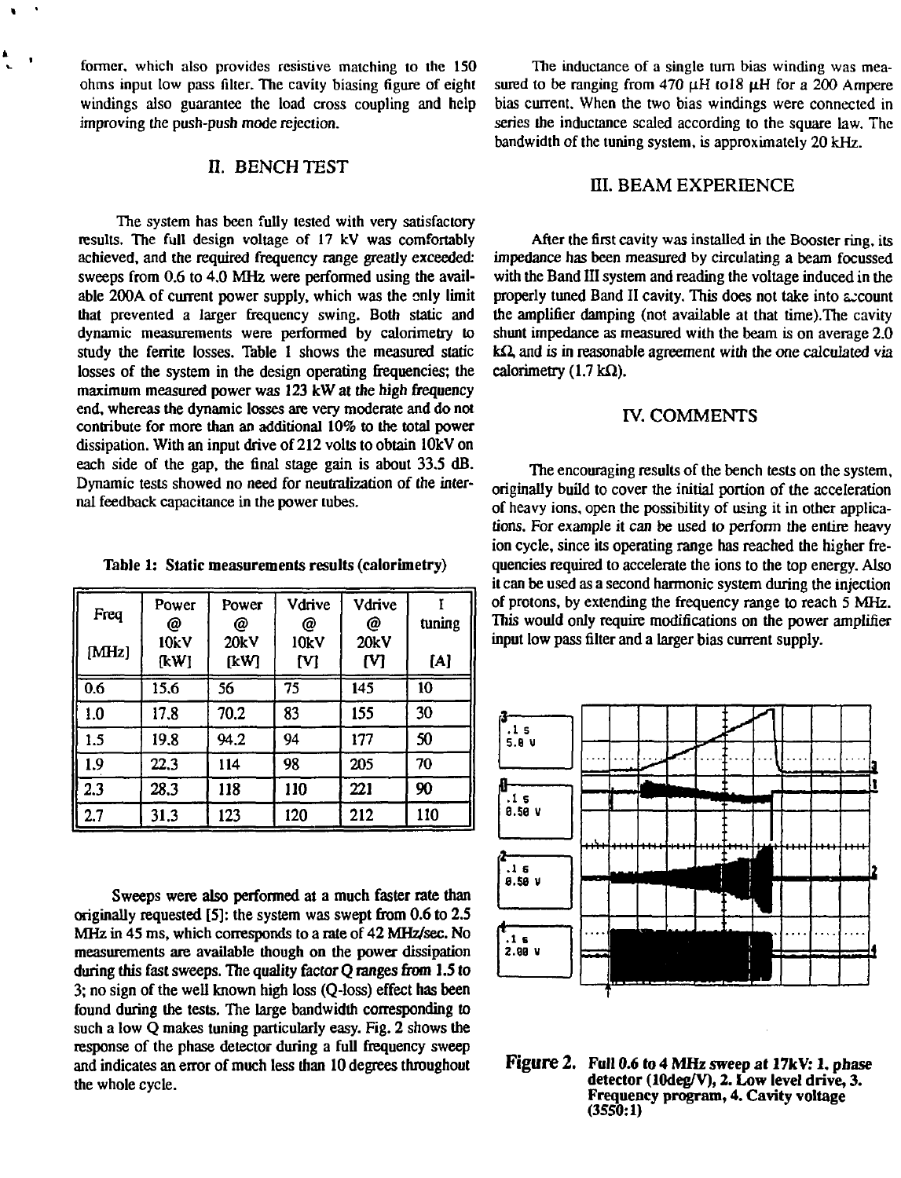former, which also provides resistive matching to the 150 ohms input low pass filter. The cavity biasing figure of eight windings also guarantee the load cross coupling and help improving the push-push mode rejection.

## II. BENCH TEST

The system has been fully tested with very satisfactory results. The full design voltage of 17 kV was comfortably achieved, and the required frequency range greatly exceeded: sweeps from 0.6 to 4.0 MHz were performed using the available 200A of current power supply, which was the only limit that prevented a larger frequency swing. Both static and dynamic measurements were performed by calorimetry to study the ferrite losses. Table 1 shows the measured static losses of the system in the design operating frequencies; the maximum measured power was 123 kW at the high frequency end, whereas the dynamic losses are very moderate and do not contribute for more than an additional 10% to the total power dissipation. With an input drive of 212 volts to obtain 10kV on each side of the gap, the final stage gain is about 33.5 dB. Dynamic tests showed no need for neutralization of the internal feedback capacitance in the power tubes.

**Table 1: Static measurements results (calorimetry)**

| Freq [MHz] | Power @ 10kV [kW] | Power @ 20kV [kW] | Vdrive @ 10kV [V] | Vdrive @ 20kV [V] | I tuning [A] |
|---|---|---|---|---|---|
| 0.6 | 15.6 | 56 | 75 | 145 | 10 |
| 1.0 | 17.8 | 70.2 | 83 | 155 | 30 |
| 1.5 | 19.8 | 94.2 | 94 | 177 | 50 |
| 1.9 | 22.3 | 114 | 98 | 205 | 70 |
| 2.3 | 28.3 | 118 | 110 | 221 | 90 |
| 2.7 | 31.3 | 123 | 120 | 212 | 110 |

Sweeps were also performed at a much faster rate than originally requested [5]: the system was swept from 0.6 to 2.5 MHz in 45 ms, which corresponds to a rate of 42 MHz/sec. No measurements are available though on the power dissipation during this fast sweeps. The quality factor Q ranges from 1.5 to 3; no sign of the well known high loss (Q-loss) effect has been found during the tests. The large bandwidth corresponding to such a low Q makes tuning particularly easy. Fig. 2 shows the response of the phase detector during a full frequency sweep and indicates an error of much less than 10 degrees throughout the whole cycle.

The inductance of a single turn bias winding was measured to be ranging from 470 μH to18 μH for a 200 Ampere bias current. When the two bias windings were connected in series the inductance scaled according to the square law. The bandwidth of the tuning system, is approximately 20 kHz.

## III. BEAM EXPERIENCE

After the first cavity was installed in the Booster ring, its impedance has been measured by circulating a beam focussed with the Band III system and reading the voltage induced in the properly tuned Band II cavity. This does not take into account the amplifier damping (not available at that time). The cavity shunt impedance as measured with the beam is on average 2.0 kΩ, and is in reasonable agreement with the one calculated via calorimetry (1.7 kΩ).

## IV. COMMENTS

The encouraging results of the bench tests on the system, originally build to cover the initial portion of the acceleration of heavy ions, open the possibility of using it in other applications. For example it can be used to perform the entire heavy ion cycle, since its operating range has reached the higher frequencies required to accelerate the ions to the top energy. Also it can be used as a second harmonic system during the injection of protons, by extending the frequency range to reach 5 MHz. This would only require modifications on the power amplifier input low pass filter and a larger bias current supply.

**Figure 2.** Full 0.6 to 4 MHz sweep at 17kV: 1. phase detector (10deg/V), 2. Low level drive, 3. Frequency program, 4. Cavity voltage (3550:1)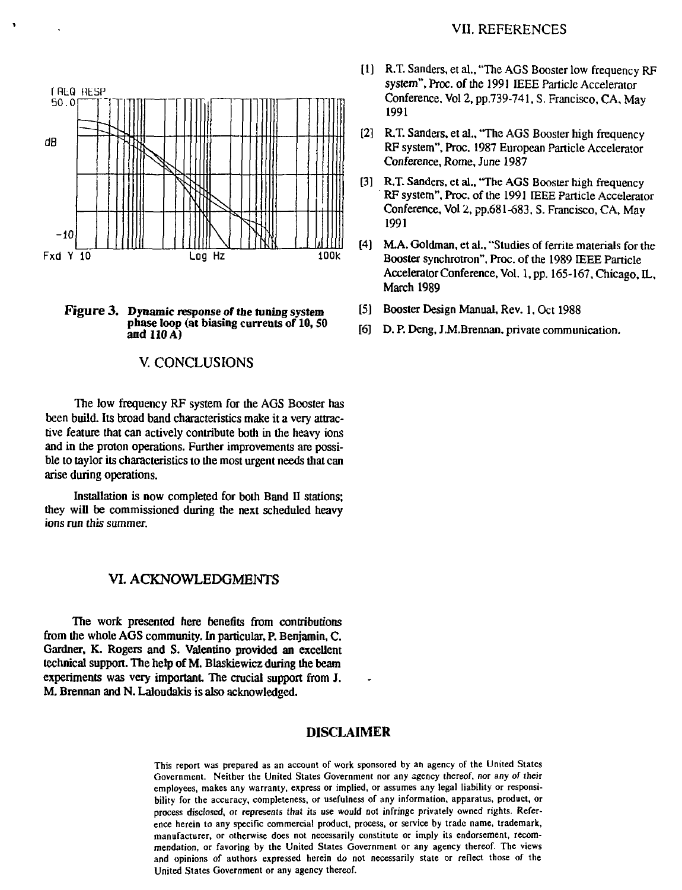FREQ RESP
50.0
dB
-10
Fxd Y 10
Log Hz
100k

**Figure 3.** **Dynamic response of the tuning system phase loop (at biasing currents of 10, 50 and 110 A)**

## V. CONCLUSIONS

The low frequency RF system for the AGS Booster has been build. Its broad band characteristics make it a very attractive feature that can actively contribute both in the heavy ions and in the proton operations. Further improvements are possible to taylor its characteristics to the most urgent needs that can arise during operations.

Installation is now completed for both Band II stations; they will be commissioned during the next scheduled heavy ions run this summer.

## VI. ACKNOWLEDGMENTS

The work presented here benefits from contributions from the whole AGS community. In particular, P. Benjamin, C. Gardner, K. Rogers and S. Valentino provided an excellent technical support. The help of M. Blaskiewicz during the beam experiments was very important. The crucial support from J. M. Brennan and N. Laloudakis is also acknowledged.

## VII. REFERENCES

[1] R.T. Sanders, et al., "The AGS Booster low frequency RF system", Proc. of the 1991 IEEE Particle Accelerator Conference, Vol 2, pp.739-741, S. Francisco, CA, May 1991

[2] R.T. Sanders, et al., "The AGS Booster high frequency RF system", Proc. 1987 European Particle Accelerator Conference, Rome, June 1987

[3] R.T. Sanders, et al., "The AGS Booster high frequency RF system", Proc. of the 1991 IEEE Particle Accelerator Conference, Vol 2, pp.681-683, S. Francisco, CA, May 1991

[4] M.A. Goldman, et al., "Studies of ferrite materials for the Booster synchrotron", Proc. of the 1989 IEEE Particle Accelerator Conference, Vol. 1, pp. 165-167, Chicago, IL, March 1989

[5] Booster Design Manual, Rev. 1, Oct 1988

[6] D. P. Deng, J.M.Brennan, private communication.

## DISCLAIMER

This report was prepared as an account of work sponsored by an agency of the United States Government. Neither the United States Government nor any agency thereof, nor any of their employees, makes any warranty, express or implied, or assumes any legal liability or responsibility for the accuracy, completeness, or usefulness of any information, apparatus, product, or process disclosed, or represents that its use would not infringe privately owned rights. Reference herein to any specific commercial product, process, or service by trade name, trademark, manufacturer, or otherwise does not necessarily constitute or imply its endorsement, recommendation, or favoring by the United States Government or any agency thereof. The views and opinions of authors expressed herein do not necessarily state or reflect those of the United States Government or any agency thereof.